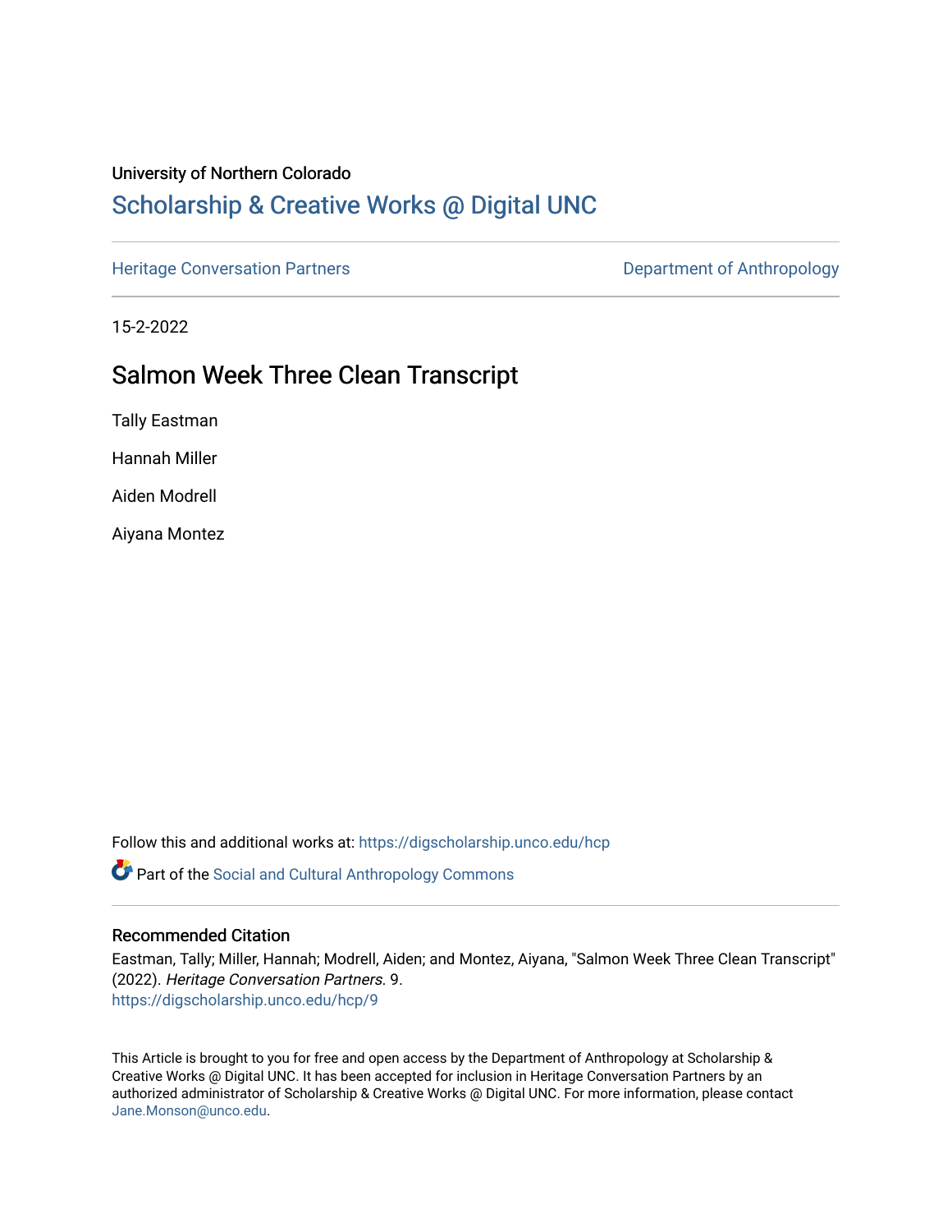University of Northern Colorado

# Scholarship & Creative Works @ Digital UNC

Heritage Conversation Partners | Department of Anthropology

15-2-2022

## Salmon Week Three Clean Transcript

Tally Eastman

Hannah Miller

Aiden Modrell

Aiyana Montez

Follow this and additional works at: https://digscholarship.unco.edu/hcp

Part of the Social and Cultural Anthropology Commons

### Recommended Citation

Eastman, Tally; Miller, Hannah; Modrell, Aiden; and Montez, Aiyana, "Salmon Week Three Clean Transcript" (2022). *Heritage Conversation Partners*. 9.
https://digscholarship.unco.edu/hcp/9

This Article is brought to you for free and open access by the Department of Anthropology at Scholarship & Creative Works @ Digital UNC. It has been accepted for inclusion in Heritage Conversation Partners by an authorized administrator of Scholarship & Creative Works @ Digital UNC. For more information, please contact Jane.Monson@unco.edu.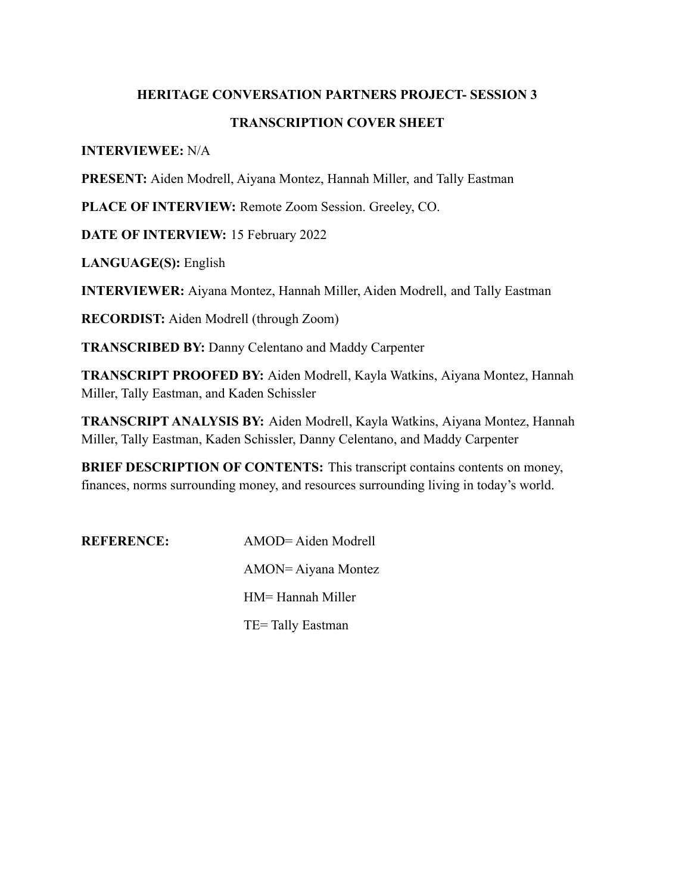# HERITAGE CONVERSATION PARTNERS PROJECT- SESSION 3

## TRANSCRIPTION COVER SHEET

**INTERVIEWEE:** N/A

**PRESENT:** Aiden Modrell, Aiyana Montez, Hannah Miller, and Tally Eastman

**PLACE OF INTERVIEW:** Remote Zoom Session. Greeley, CO.

**DATE OF INTERVIEW:** 15 February 2022

**LANGUAGE(S):** English

**INTERVIEWER:** Aiyana Montez, Hannah Miller, Aiden Modrell, and Tally Eastman

**RECORDIST:** Aiden Modrell (through Zoom)

**TRANSCRIBED BY:** Danny Celentano and Maddy Carpenter

**TRANSCRIPT PROOFED BY:** Aiden Modrell, Kayla Watkins, Aiyana Montez, Hannah Miller, Tally Eastman, and Kaden Schissler

**TRANSCRIPT ANALYSIS BY:** Aiden Modrell, Kayla Watkins, Aiyana Montez, Hannah Miller, Tally Eastman, Kaden Schissler, Danny Celentano, and Maddy Carpenter

**BRIEF DESCRIPTION OF CONTENTS:** This transcript contains contents on money, finances, norms surrounding money, and resources surrounding living in today's world.

**REFERENCE:**

AMOD= Aiden Modrell

AMON= Aiyana Montez

HM= Hannah Miller

TE= Tally Eastman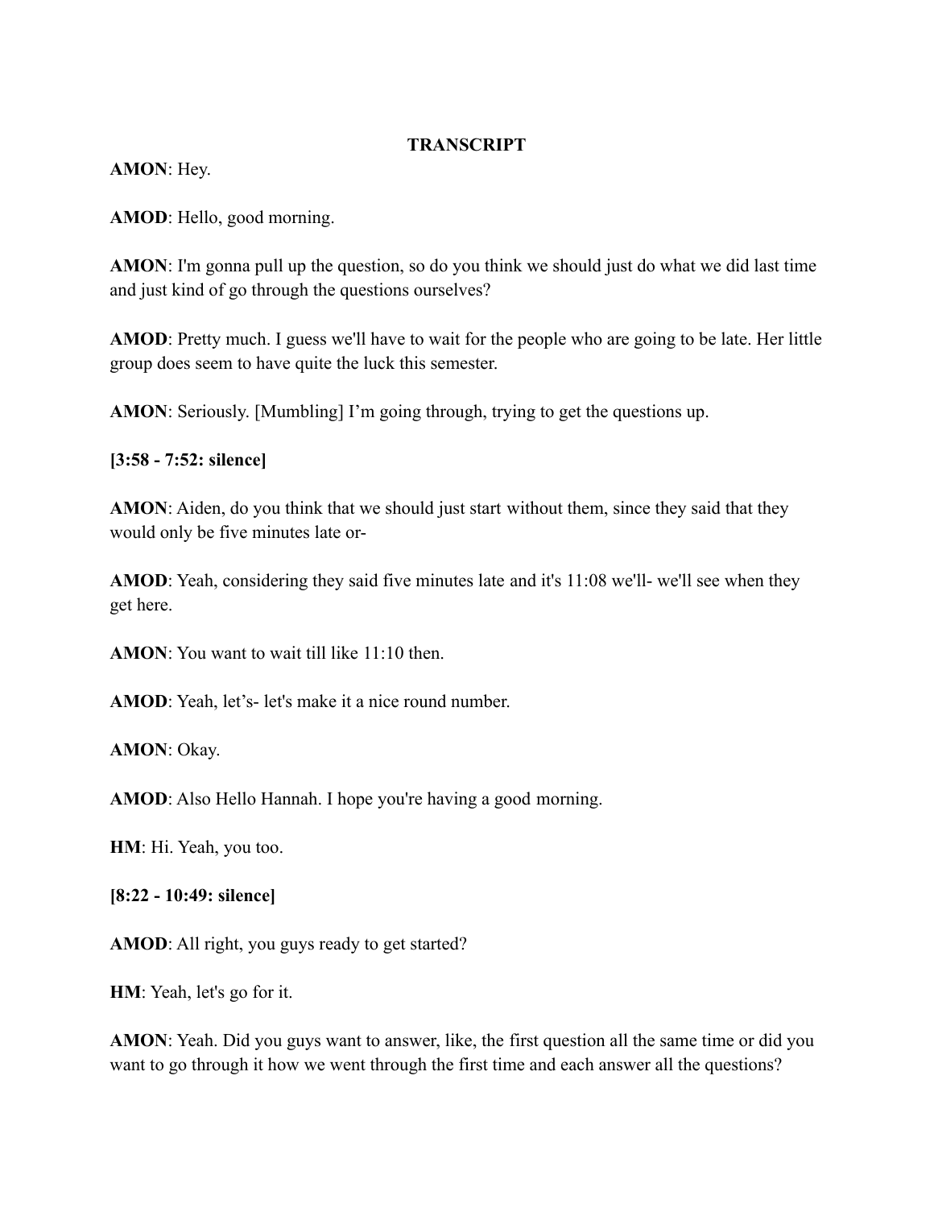**TRANSCRIPT**

**AMON**: Hey.

**AMOD**: Hello, good morning.

**AMON**: I'm gonna pull up the question, so do you think we should just do what we did last time and just kind of go through the questions ourselves?

**AMOD**: Pretty much. I guess we'll have to wait for the people who are going to be late. Her little group does seem to have quite the luck this semester.

**AMON**: Seriously. [Mumbling] I'm going through, trying to get the questions up.

**[3:58 - 7:52: silence]**

**AMON**: Aiden, do you think that we should just start without them, since they said that they would only be five minutes late or-

**AMOD**: Yeah, considering they said five minutes late and it's 11:08 we'll- we'll see when they get here.

**AMON**: You want to wait till like 11:10 then.

**AMOD**: Yeah, let's- let's make it a nice round number.

**AMON**: Okay.

**AMOD**: Also Hello Hannah. I hope you're having a good morning.

**HM**: Hi. Yeah, you too.

**[8:22 - 10:49: silence]**

**AMOD**: All right, you guys ready to get started?

**HM**: Yeah, let's go for it.

**AMON**: Yeah. Did you guys want to answer, like, the first question all the same time or did you want to go through it how we went through the first time and each answer all the questions?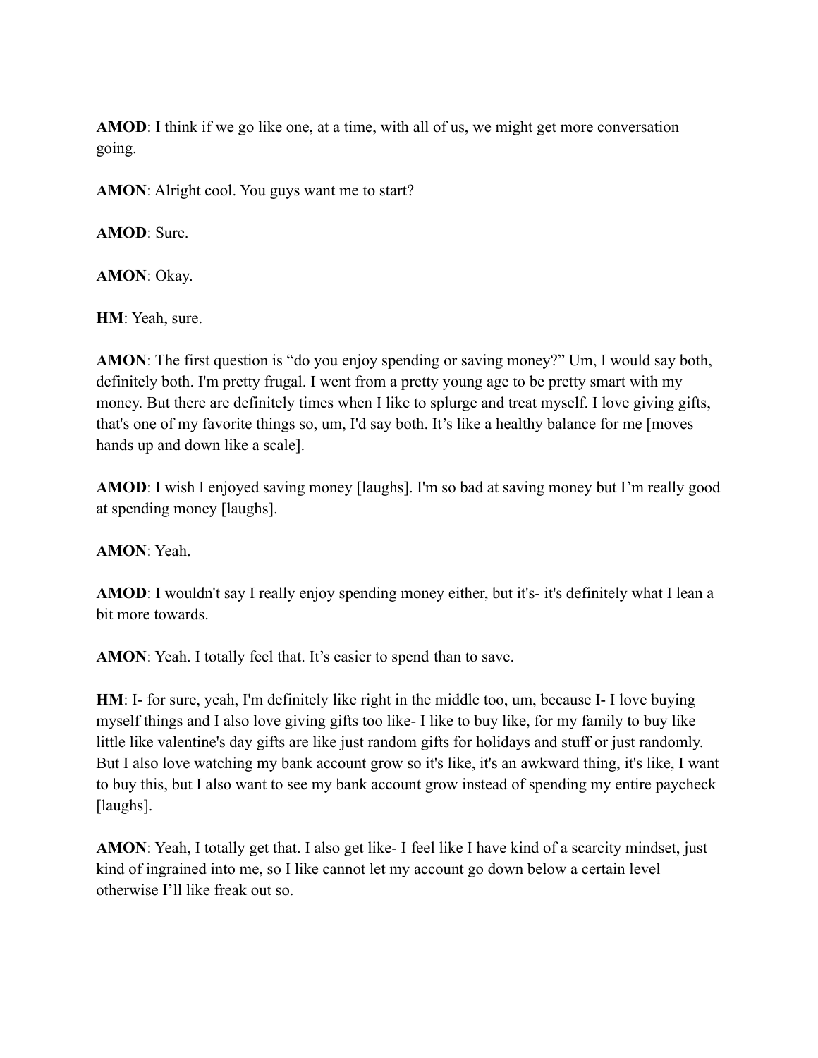**AMOD**: I think if we go like one, at a time, with all of us, we might get more conversation going.

**AMON**: Alright cool. You guys want me to start?

**AMOD**: Sure.

**AMON**: Okay.

**HM**: Yeah, sure.

**AMON**: The first question is "do you enjoy spending or saving money?" Um, I would say both, definitely both. I'm pretty frugal. I went from a pretty young age to be pretty smart with my money. But there are definitely times when I like to splurge and treat myself. I love giving gifts, that's one of my favorite things so, um, I'd say both. It's like a healthy balance for me [moves hands up and down like a scale].

**AMOD**: I wish I enjoyed saving money [laughs]. I'm so bad at saving money but I'm really good at spending money [laughs].

**AMON**: Yeah.

**AMOD**: I wouldn't say I really enjoy spending money either, but it's- it's definitely what I lean a bit more towards.

**AMON**: Yeah. I totally feel that. It's easier to spend than to save.

**HM**: I- for sure, yeah, I'm definitely like right in the middle too, um, because I- I love buying myself things and I also love giving gifts too like- I like to buy like, for my family to buy like little like valentine's day gifts are like just random gifts for holidays and stuff or just randomly. But I also love watching my bank account grow so it's like, it's an awkward thing, it's like, I want to buy this, but I also want to see my bank account grow instead of spending my entire paycheck [laughs].

**AMON**: Yeah, I totally get that. I also get like- I feel like I have kind of a scarcity mindset, just kind of ingrained into me, so I like cannot let my account go down below a certain level otherwise I'll like freak out so.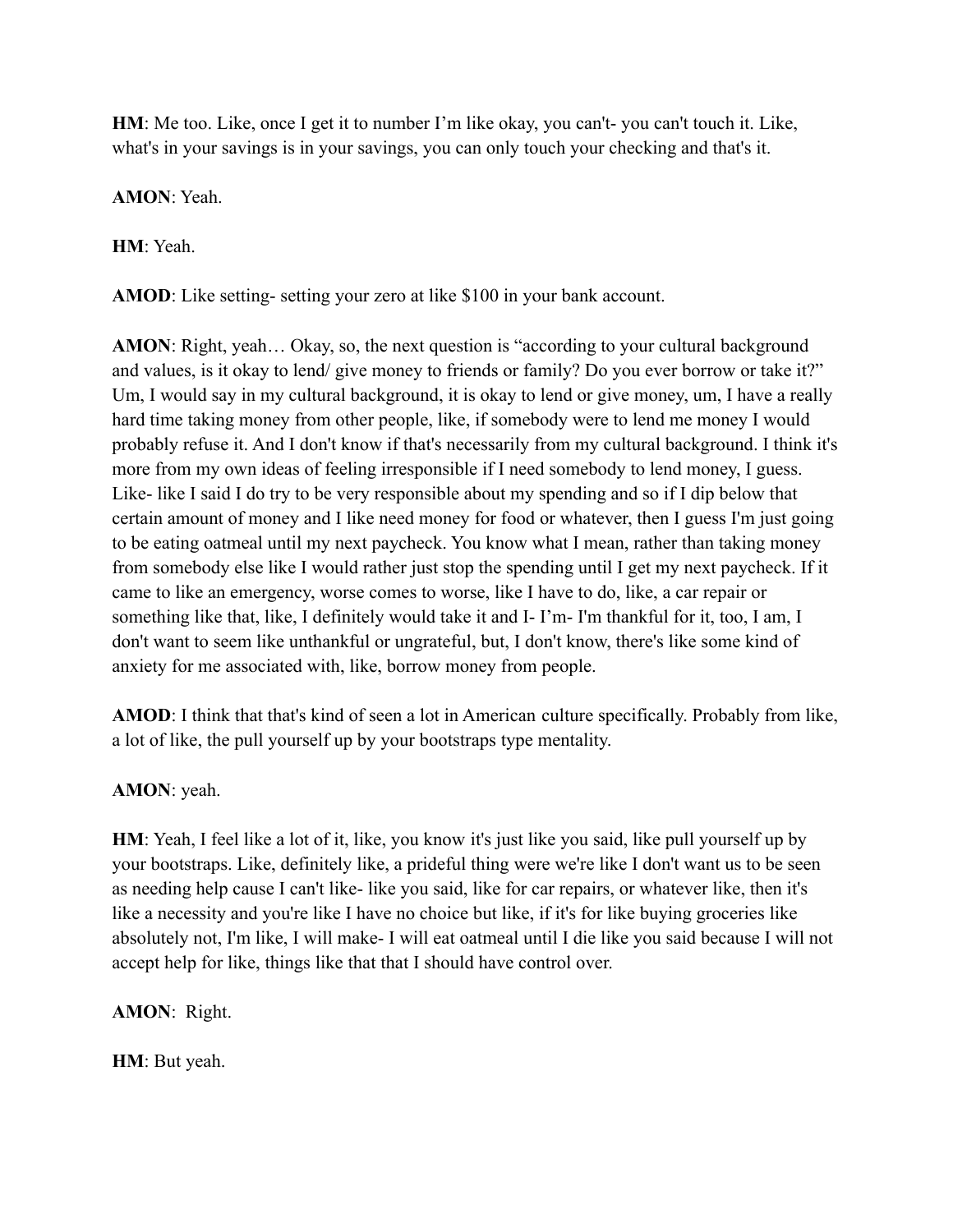**HM**: Me too. Like, once I get it to number I'm like okay, you can't- you can't touch it. Like, what's in your savings is in your savings, you can only touch your checking and that's it.

**AMON**: Yeah.

**HM**: Yeah.

**AMOD**: Like setting- setting your zero at like $100 in your bank account.

**AMON**: Right, yeah… Okay, so, the next question is "according to your cultural background and values, is it okay to lend/ give money to friends or family? Do you ever borrow or take it?" Um, I would say in my cultural background, it is okay to lend or give money, um, I have a really hard time taking money from other people, like, if somebody were to lend me money I would probably refuse it. And I don't know if that's necessarily from my cultural background. I think it's more from my own ideas of feeling irresponsible if I need somebody to lend money, I guess. Like- like I said I do try to be very responsible about my spending and so if I dip below that certain amount of money and I like need money for food or whatever, then I guess I'm just going to be eating oatmeal until my next paycheck. You know what I mean, rather than taking money from somebody else like I would rather just stop the spending until I get my next paycheck. If it came to like an emergency, worse comes to worse, like I have to do, like, a car repair or something like that, like, I definitely would take it and I- I'm- I'm thankful for it, too, I am, I don't want to seem like unthankful or ungrateful, but, I don't know, there's like some kind of anxiety for me associated with, like, borrow money from people.

**AMOD**: I think that that's kind of seen a lot in American culture specifically. Probably from like, a lot of like, the pull yourself up by your bootstraps type mentality.

**AMON**: yeah.

**HM**: Yeah, I feel like a lot of it, like, you know it's just like you said, like pull yourself up by your bootstraps. Like, definitely like, a prideful thing were we're like I don't want us to be seen as needing help cause I can't like- like you said, like for car repairs, or whatever like, then it's like a necessity and you're like I have no choice but like, if it's for like buying groceries like absolutely not, I'm like, I will make- I will eat oatmeal until I die like you said because I will not accept help for like, things like that that I should have control over.

**AMON**: Right.

**HM**: But yeah.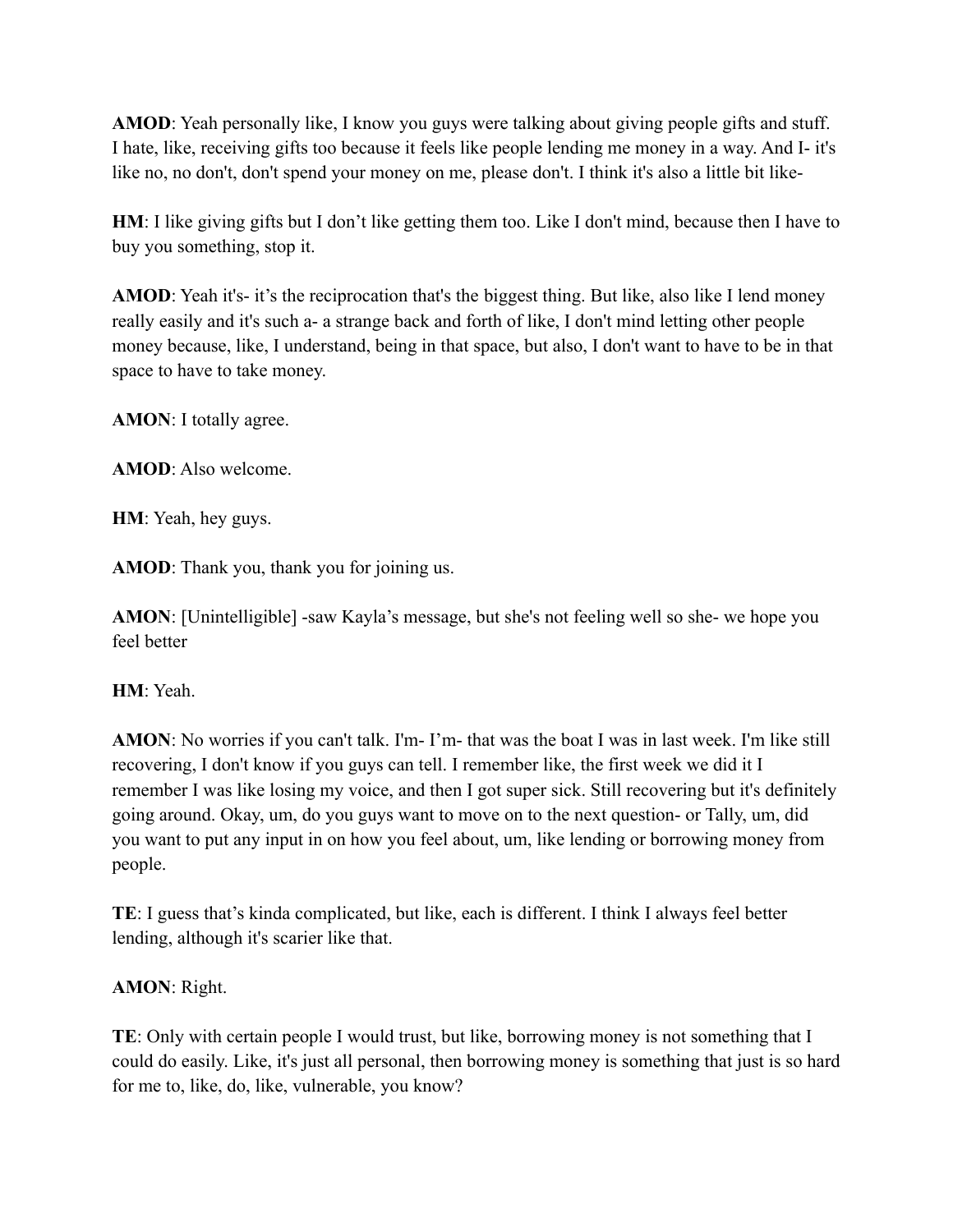**AMOD**: Yeah personally like, I know you guys were talking about giving people gifts and stuff. I hate, like, receiving gifts too because it feels like people lending me money in a way. And I- it's like no, no don't, don't spend your money on me, please don't. I think it's also a little bit like-

**HM**: I like giving gifts but I don't like getting them too. Like I don't mind, because then I have to buy you something, stop it.

**AMOD**: Yeah it's- it's the reciprocation that's the biggest thing. But like, also like I lend money really easily and it's such a- a strange back and forth of like, I don't mind letting other people money because, like, I understand, being in that space, but also, I don't want to have to be in that space to have to take money.

**AMON**: I totally agree.

**AMOD**: Also welcome.

**HM**: Yeah, hey guys.

**AMOD**: Thank you, thank you for joining us.

**AMON**: [Unintelligible] -saw Kayla's message, but she's not feeling well so she- we hope you feel better

**HM**: Yeah.

**AMON**: No worries if you can't talk. I'm- I'm- that was the boat I was in last week. I'm like still recovering, I don't know if you guys can tell. I remember like, the first week we did it I remember I was like losing my voice, and then I got super sick. Still recovering but it's definitely going around. Okay, um, do you guys want to move on to the next question- or Tally, um, did you want to put any input in on how you feel about, um, like lending or borrowing money from people.

**TE**: I guess that's kinda complicated, but like, each is different. I think I always feel better lending, although it's scarier like that.

**AMON**: Right.

**TE**: Only with certain people I would trust, but like, borrowing money is not something that I could do easily. Like, it's just all personal, then borrowing money is something that just is so hard for me to, like, do, like, vulnerable, you know?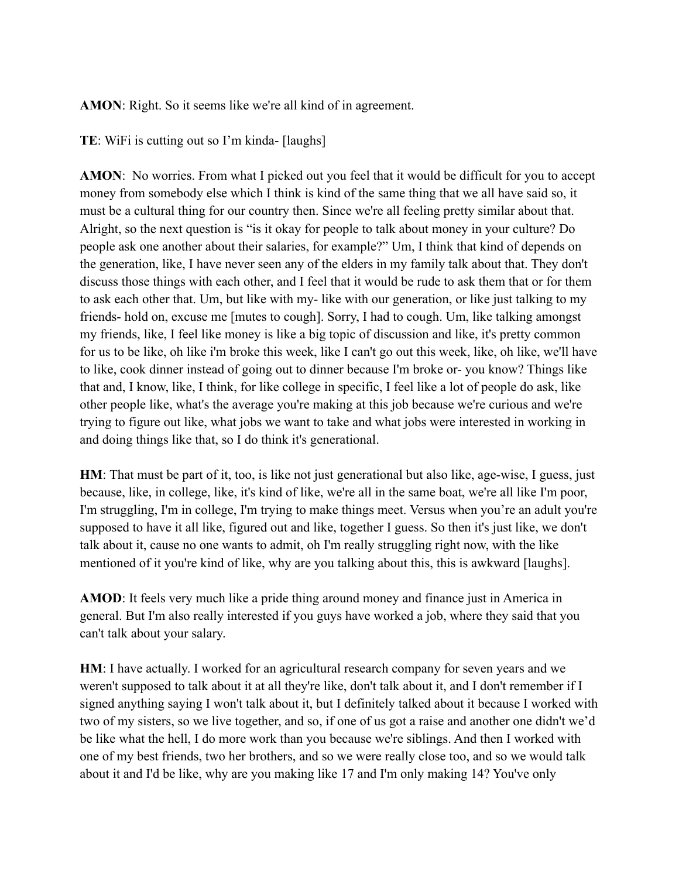**AMON**: Right. So it seems like we're all kind of in agreement.

**TE**: WiFi is cutting out so I'm kinda- [laughs]

**AMON**: No worries. From what I picked out you feel that it would be difficult for you to accept money from somebody else which I think is kind of the same thing that we all have said so, it must be a cultural thing for our country then. Since we're all feeling pretty similar about that. Alright, so the next question is "is it okay for people to talk about money in your culture? Do people ask one another about their salaries, for example?" Um, I think that kind of depends on the generation, like, I have never seen any of the elders in my family talk about that. They don't discuss those things with each other, and I feel that it would be rude to ask them that or for them to ask each other that. Um, but like with my- like with our generation, or like just talking to my friends- hold on, excuse me [mutes to cough]. Sorry, I had to cough. Um, like talking amongst my friends, like, I feel like money is like a big topic of discussion and like, it's pretty common for us to be like, oh like i'm broke this week, like I can't go out this week, like, oh like, we'll have to like, cook dinner instead of going out to dinner because I'm broke or- you know? Things like that and, I know, like, I think, for like college in specific, I feel like a lot of people do ask, like other people like, what's the average you're making at this job because we're curious and we're trying to figure out like, what jobs we want to take and what jobs were interested in working in and doing things like that, so I do think it's generational.

**HM**: That must be part of it, too, is like not just generational but also like, age-wise, I guess, just because, like, in college, like, it's kind of like, we're all in the same boat, we're all like I'm poor, I'm struggling, I'm in college, I'm trying to make things meet. Versus when you're an adult you're supposed to have it all like, figured out and like, together I guess. So then it's just like, we don't talk about it, cause no one wants to admit, oh I'm really struggling right now, with the like mentioned of it you're kind of like, why are you talking about this, this is awkward [laughs].

**AMOD**: It feels very much like a pride thing around money and finance just in America in general. But I'm also really interested if you guys have worked a job, where they said that you can't talk about your salary.

**HM**: I have actually. I worked for an agricultural research company for seven years and we weren't supposed to talk about it at all they're like, don't talk about it, and I don't remember if I signed anything saying I won't talk about it, but I definitely talked about it because I worked with two of my sisters, so we live together, and so, if one of us got a raise and another one didn't we'd be like what the hell, I do more work than you because we're siblings. And then I worked with one of my best friends, two her brothers, and so we were really close too, and so we would talk about it and I'd be like, why are you making like 17 and I'm only making 14? You've only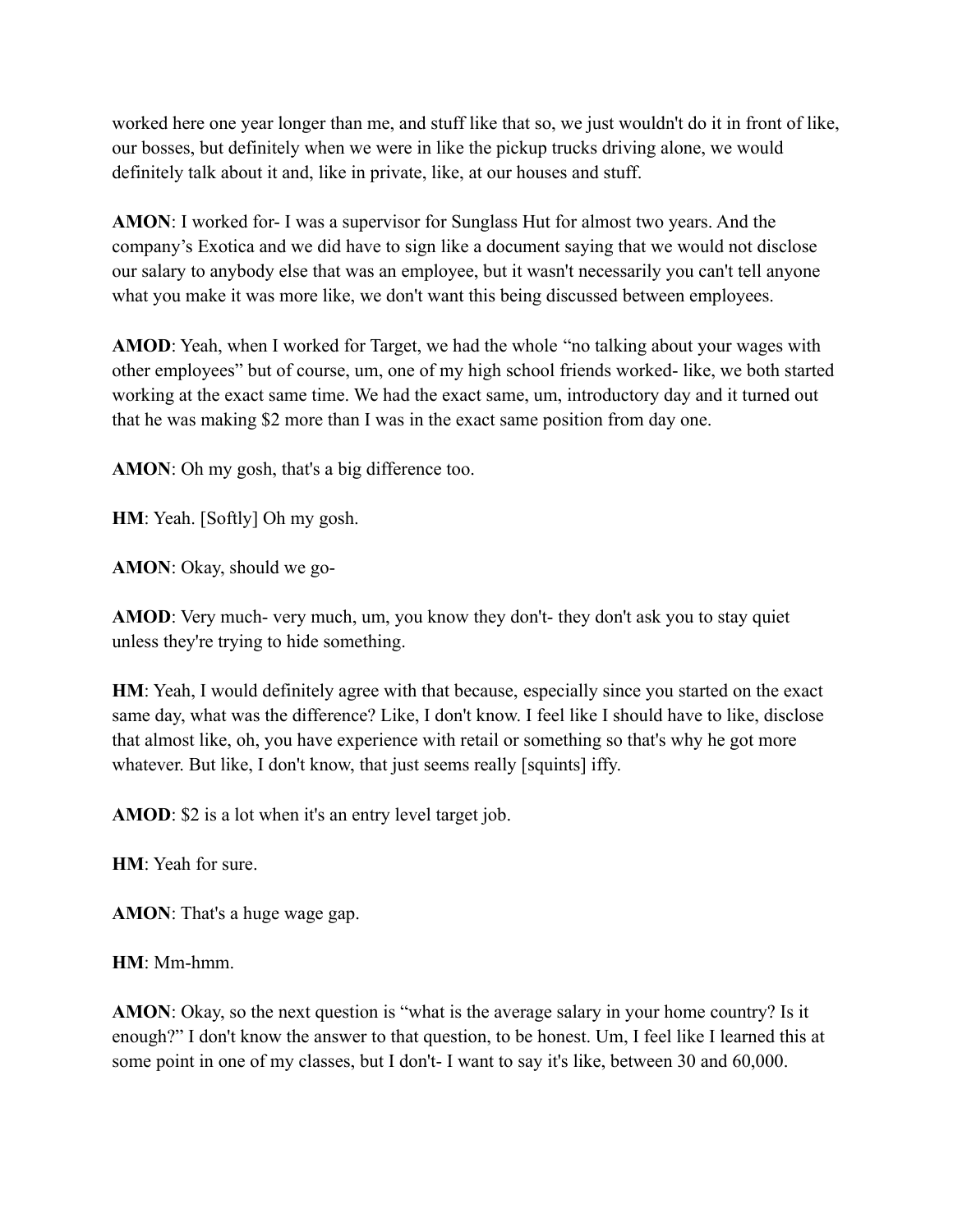worked here one year longer than me, and stuff like that so, we just wouldn't do it in front of like, our bosses, but definitely when we were in like the pickup trucks driving alone, we would definitely talk about it and, like in private, like, at our houses and stuff.

**AMON**: I worked for- I was a supervisor for Sunglass Hut for almost two years. And the company's Exotica and we did have to sign like a document saying that we would not disclose our salary to anybody else that was an employee, but it wasn't necessarily you can't tell anyone what you make it was more like, we don't want this being discussed between employees.

**AMOD**: Yeah, when I worked for Target, we had the whole "no talking about your wages with other employees" but of course, um, one of my high school friends worked- like, we both started working at the exact same time. We had the exact same, um, introductory day and it turned out that he was making $2 more than I was in the exact same position from day one.

**AMON**: Oh my gosh, that's a big difference too.

**HM**: Yeah. [Softly] Oh my gosh.

**AMON**: Okay, should we go-

**AMOD**: Very much- very much, um, you know they don't- they don't ask you to stay quiet unless they're trying to hide something.

**HM**: Yeah, I would definitely agree with that because, especially since you started on the exact same day, what was the difference? Like, I don't know. I feel like I should have to like, disclose that almost like, oh, you have experience with retail or something so that's why he got more whatever. But like, I don't know, that just seems really [squints] iffy.

**AMOD**: $2 is a lot when it's an entry level target job.

**HM**: Yeah for sure.

**AMON**: That's a huge wage gap.

**HM**: Mm-hmm.

**AMON**: Okay, so the next question is "what is the average salary in your home country? Is it enough?" I don't know the answer to that question, to be honest. Um, I feel like I learned this at some point in one of my classes, but I don't- I want to say it's like, between 30 and 60,000.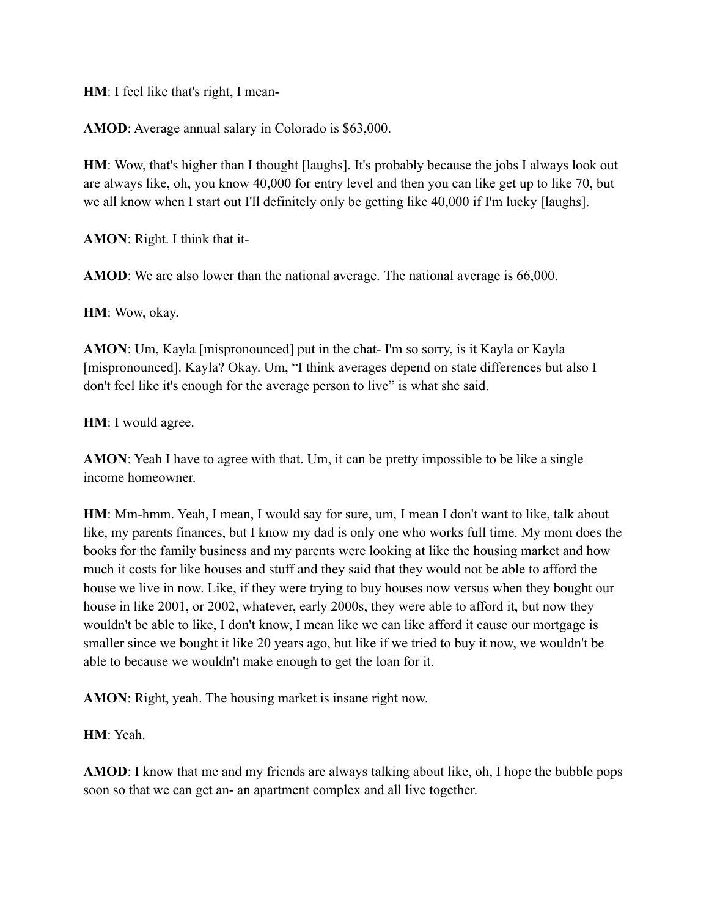**HM**: I feel like that's right, I mean-

**AMOD**: Average annual salary in Colorado is $63,000.

**HM**: Wow, that's higher than I thought [laughs]. It's probably because the jobs I always look out are always like, oh, you know 40,000 for entry level and then you can like get up to like 70, but we all know when I start out I'll definitely only be getting like 40,000 if I'm lucky [laughs].

**AMON**: Right. I think that it-

**AMOD**: We are also lower than the national average. The national average is 66,000.

**HM**: Wow, okay.

**AMON**: Um, Kayla [mispronounced] put in the chat- I'm so sorry, is it Kayla or Kayla [mispronounced]. Kayla? Okay. Um, "I think averages depend on state differences but also I don't feel like it's enough for the average person to live" is what she said.

**HM**: I would agree.

**AMON**: Yeah I have to agree with that. Um, it can be pretty impossible to be like a single income homeowner.

**HM**: Mm-hmm. Yeah, I mean, I would say for sure, um, I mean I don't want to like, talk about like, my parents finances, but I know my dad is only one who works full time. My mom does the books for the family business and my parents were looking at like the housing market and how much it costs for like houses and stuff and they said that they would not be able to afford the house we live in now. Like, if they were trying to buy houses now versus when they bought our house in like 2001, or 2002, whatever, early 2000s, they were able to afford it, but now they wouldn't be able to like, I don't know, I mean like we can like afford it cause our mortgage is smaller since we bought it like 20 years ago, but like if we tried to buy it now, we wouldn't be able to because we wouldn't make enough to get the loan for it.

**AMON**: Right, yeah. The housing market is insane right now.

**HM**: Yeah.

**AMOD**: I know that me and my friends are always talking about like, oh, I hope the bubble pops soon so that we can get an- an apartment complex and all live together.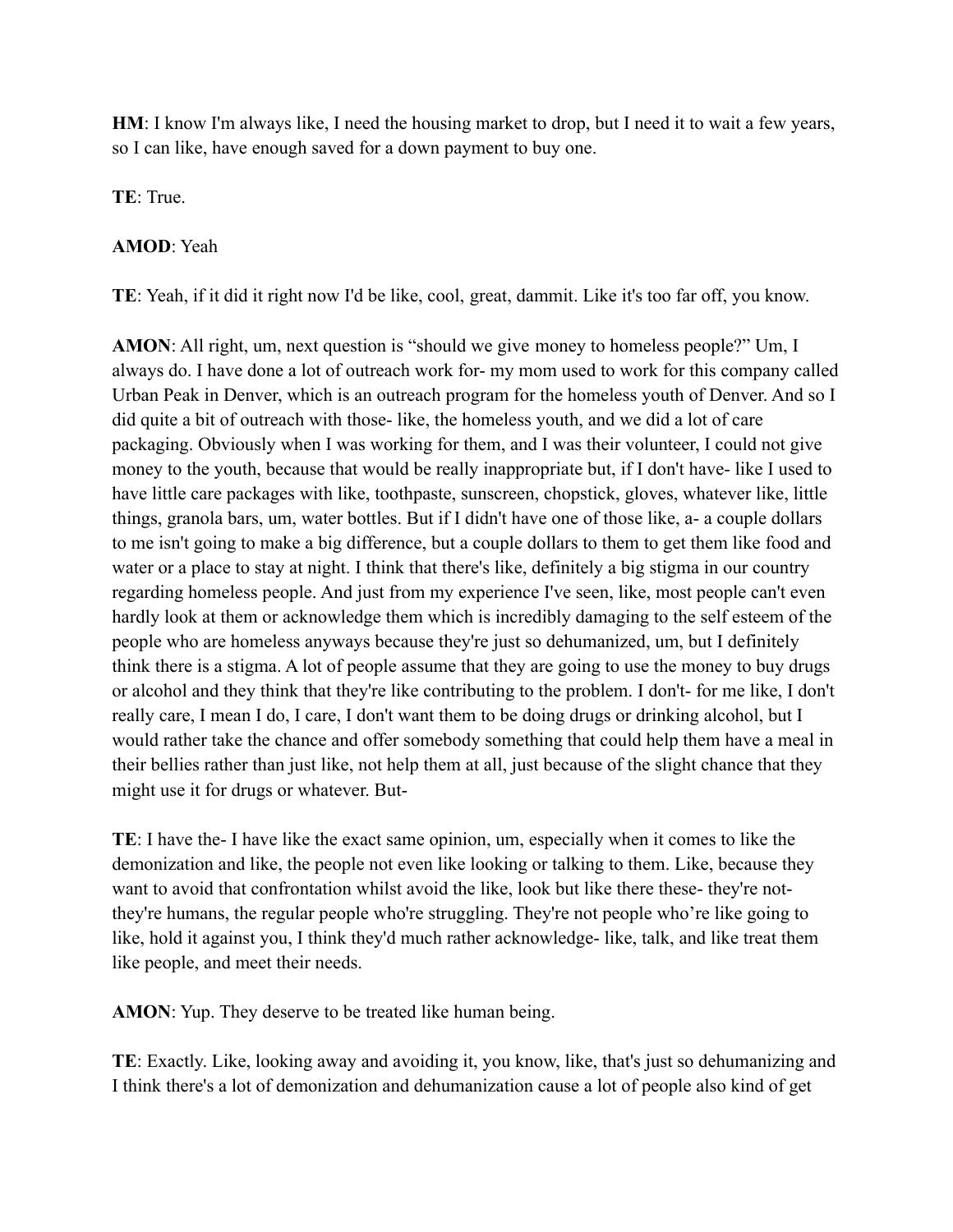**HM**: I know I'm always like, I need the housing market to drop, but I need it to wait a few years, so I can like, have enough saved for a down payment to buy one.

**TE**: True.

**AMOD**: Yeah

**TE**: Yeah, if it did it right now I'd be like, cool, great, dammit. Like it's too far off, you know.

**AMON**: All right, um, next question is "should we give money to homeless people?" Um, I always do. I have done a lot of outreach work for- my mom used to work for this company called Urban Peak in Denver, which is an outreach program for the homeless youth of Denver. And so I did quite a bit of outreach with those- like, the homeless youth, and we did a lot of care packaging. Obviously when I was working for them, and I was their volunteer, I could not give money to the youth, because that would be really inappropriate but, if I don't have- like I used to have little care packages with like, toothpaste, sunscreen, chopstick, gloves, whatever like, little things, granola bars, um, water bottles. But if I didn't have one of those like, a- a couple dollars to me isn't going to make a big difference, but a couple dollars to them to get them like food and water or a place to stay at night. I think that there's like, definitely a big stigma in our country regarding homeless people. And just from my experience I've seen, like, most people can't even hardly look at them or acknowledge them which is incredibly damaging to the self esteem of the people who are homeless anyways because they're just so dehumanized, um, but I definitely think there is a stigma. A lot of people assume that they are going to use the money to buy drugs or alcohol and they think that they're like contributing to the problem. I don't- for me like, I don't really care, I mean I do, I care, I don't want them to be doing drugs or drinking alcohol, but I would rather take the chance and offer somebody something that could help them have a meal in their bellies rather than just like, not help them at all, just because of the slight chance that they might use it for drugs or whatever. But-

**TE**: I have the- I have like the exact same opinion, um, especially when it comes to like the demonization and like, the people not even like looking or talking to them. Like, because they want to avoid that confrontation whilst avoid the like, look but like there these- they're not- they're humans, the regular people who're struggling. They're not people who're like going to like, hold it against you, I think they'd much rather acknowledge- like, talk, and like treat them like people, and meet their needs.

**AMON**: Yup. They deserve to be treated like human being.

**TE**: Exactly. Like, looking away and avoiding it, you know, like, that's just so dehumanizing and I think there's a lot of demonization and dehumanization cause a lot of people also kind of get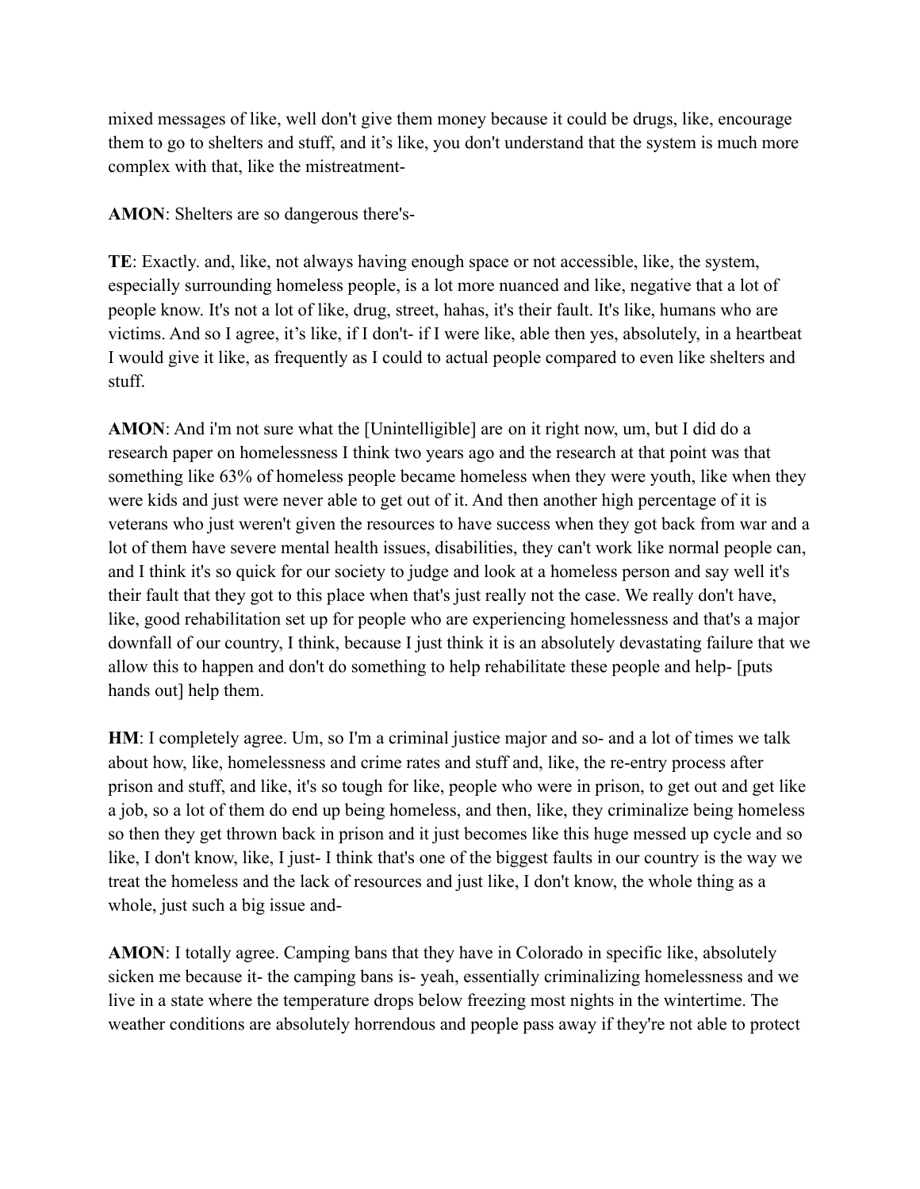mixed messages of like, well don't give them money because it could be drugs, like, encourage them to go to shelters and stuff, and it's like, you don't understand that the system is much more complex with that, like the mistreatment-

**AMON**: Shelters are so dangerous there's-

**TE**: Exactly. and, like, not always having enough space or not accessible, like, the system, especially surrounding homeless people, is a lot more nuanced and like, negative that a lot of people know. It's not a lot of like, drug, street, hahas, it's their fault. It's like, humans who are victims. And so I agree, it's like, if I don't- if I were like, able then yes, absolutely, in a heartbeat I would give it like, as frequently as I could to actual people compared to even like shelters and stuff.

**AMON**: And i'm not sure what the [Unintelligible] are on it right now, um, but I did do a research paper on homelessness I think two years ago and the research at that point was that something like 63% of homeless people became homeless when they were youth, like when they were kids and just were never able to get out of it. And then another high percentage of it is veterans who just weren't given the resources to have success when they got back from war and a lot of them have severe mental health issues, disabilities, they can't work like normal people can, and I think it's so quick for our society to judge and look at a homeless person and say well it's their fault that they got to this place when that's just really not the case. We really don't have, like, good rehabilitation set up for people who are experiencing homelessness and that's a major downfall of our country, I think, because I just think it is an absolutely devastating failure that we allow this to happen and don't do something to help rehabilitate these people and help- [puts hands out] help them.

**HM**: I completely agree. Um, so I'm a criminal justice major and so- and a lot of times we talk about how, like, homelessness and crime rates and stuff and, like, the re-entry process after prison and stuff, and like, it's so tough for like, people who were in prison, to get out and get like a job, so a lot of them do end up being homeless, and then, like, they criminalize being homeless so then they get thrown back in prison and it just becomes like this huge messed up cycle and so like, I don't know, like, I just- I think that's one of the biggest faults in our country is the way we treat the homeless and the lack of resources and just like, I don't know, the whole thing as a whole, just such a big issue and-

**AMON**: I totally agree. Camping bans that they have in Colorado in specific like, absolutely sicken me because it- the camping bans is- yeah, essentially criminalizing homelessness and we live in a state where the temperature drops below freezing most nights in the wintertime. The weather conditions are absolutely horrendous and people pass away if they're not able to protect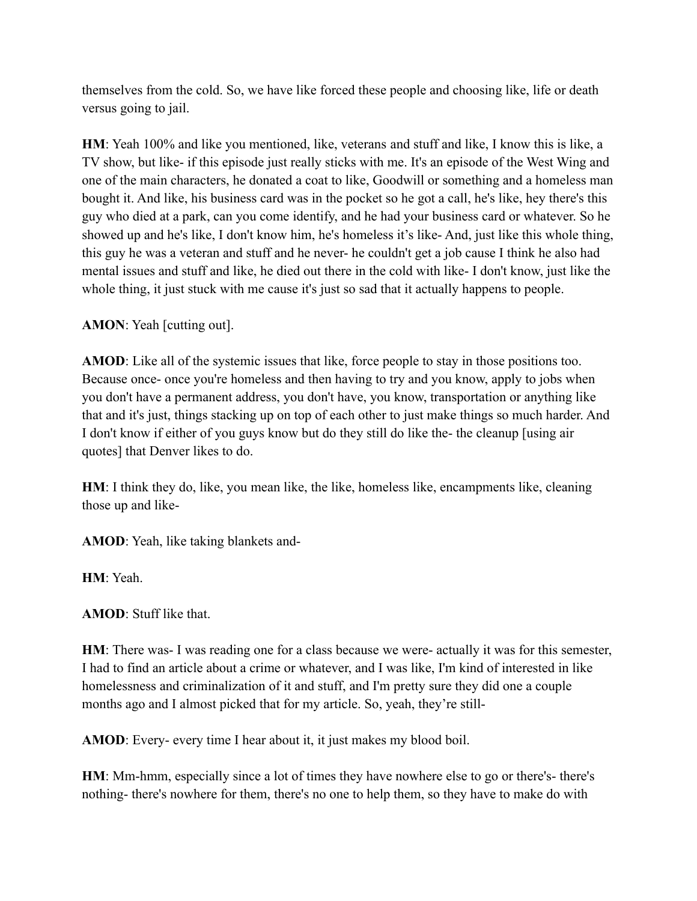themselves from the cold. So, we have like forced these people and choosing like, life or death versus going to jail.

**HM**: Yeah 100% and like you mentioned, like, veterans and stuff and like, I know this is like, a TV show, but like- if this episode just really sticks with me. It's an episode of the West Wing and one of the main characters, he donated a coat to like, Goodwill or something and a homeless man bought it. And like, his business card was in the pocket so he got a call, he's like, hey there's this guy who died at a park, can you come identify, and he had your business card or whatever. So he showed up and he's like, I don't know him, he's homeless it's like- And, just like this whole thing, this guy he was a veteran and stuff and he never- he couldn't get a job cause I think he also had mental issues and stuff and like, he died out there in the cold with like- I don't know, just like the whole thing, it just stuck with me cause it's just so sad that it actually happens to people.

**AMON**: Yeah [cutting out].

**AMOD**: Like all of the systemic issues that like, force people to stay in those positions too. Because once- once you're homeless and then having to try and you know, apply to jobs when you don't have a permanent address, you don't have, you know, transportation or anything like that and it's just, things stacking up on top of each other to just make things so much harder. And I don't know if either of you guys know but do they still do like the- the cleanup [using air quotes] that Denver likes to do.

**HM**: I think they do, like, you mean like, the like, homeless like, encampments like, cleaning those up and like-

**AMOD**: Yeah, like taking blankets and-

**HM**: Yeah.

**AMOD**: Stuff like that.

**HM**: There was- I was reading one for a class because we were- actually it was for this semester, I had to find an article about a crime or whatever, and I was like, I'm kind of interested in like homelessness and criminalization of it and stuff, and I'm pretty sure they did one a couple months ago and I almost picked that for my article. So, yeah, they're still-

**AMOD**: Every- every time I hear about it, it just makes my blood boil.

**HM**: Mm-hmm, especially since a lot of times they have nowhere else to go or there's- there's nothing- there's nowhere for them, there's no one to help them, so they have to make do with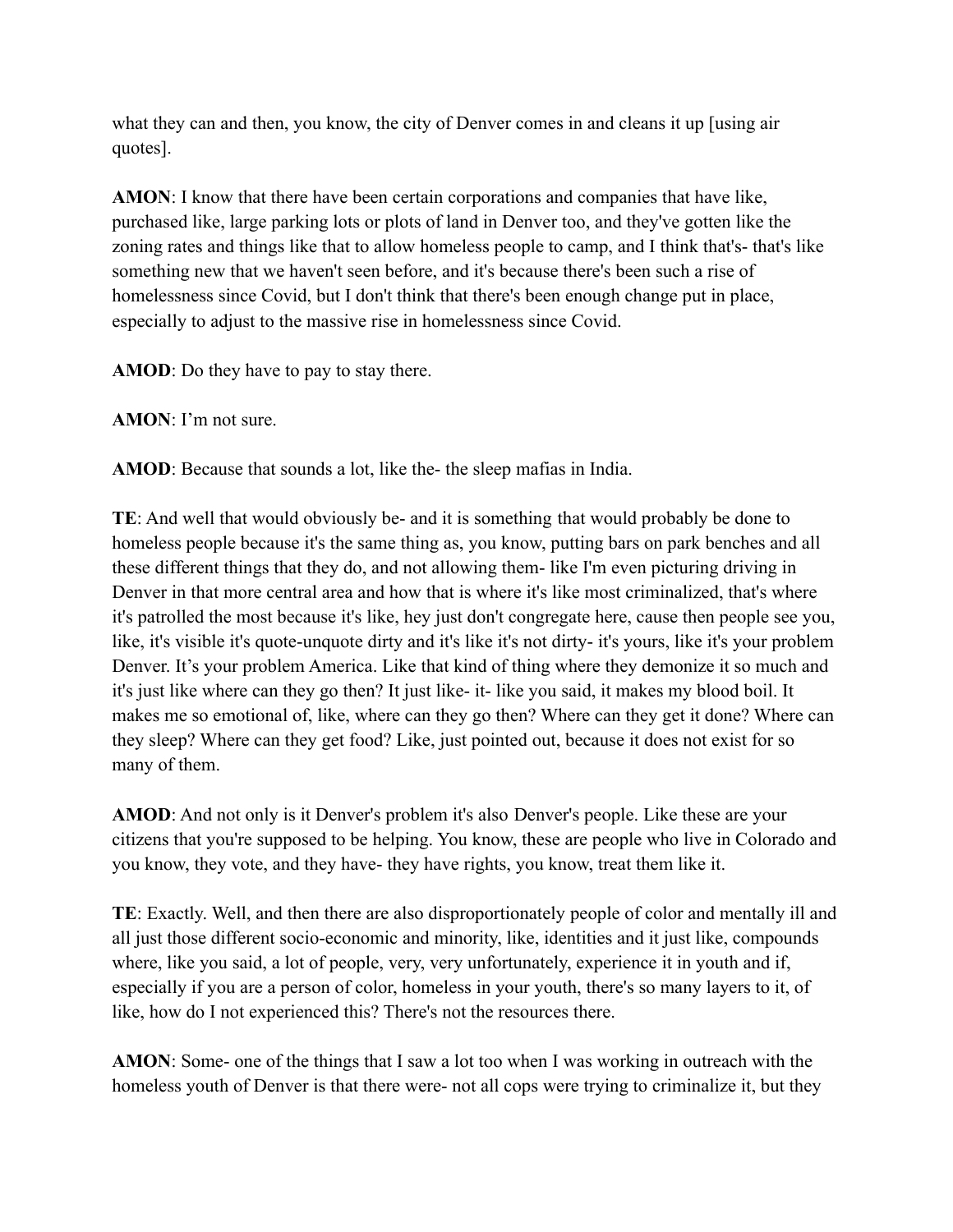what they can and then, you know, the city of Denver comes in and cleans it up [using air quotes].

**AMON**: I know that there have been certain corporations and companies that have like, purchased like, large parking lots or plots of land in Denver too, and they've gotten like the zoning rates and things like that to allow homeless people to camp, and I think that's- that's like something new that we haven't seen before, and it's because there's been such a rise of homelessness since Covid, but I don't think that there's been enough change put in place, especially to adjust to the massive rise in homelessness since Covid.

**AMOD**: Do they have to pay to stay there.

**AMON**: I'm not sure.

**AMOD**: Because that sounds a lot, like the- the sleep mafias in India.

**TE**: And well that would obviously be- and it is something that would probably be done to homeless people because it's the same thing as, you know, putting bars on park benches and all these different things that they do, and not allowing them- like I'm even picturing driving in Denver in that more central area and how that is where it's like most criminalized, that's where it's patrolled the most because it's like, hey just don't congregate here, cause then people see you, like, it's visible it's quote-unquote dirty and it's like it's not dirty- it's yours, like it's your problem Denver. It's your problem America. Like that kind of thing where they demonize it so much and it's just like where can they go then? It just like- it- like you said, it makes my blood boil. It makes me so emotional of, like, where can they go then? Where can they get it done? Where can they sleep? Where can they get food? Like, just pointed out, because it does not exist for so many of them.

**AMOD**: And not only is it Denver's problem it's also Denver's people. Like these are your citizens that you're supposed to be helping. You know, these are people who live in Colorado and you know, they vote, and they have- they have rights, you know, treat them like it.

**TE**: Exactly. Well, and then there are also disproportionately people of color and mentally ill and all just those different socio-economic and minority, like, identities and it just like, compounds where, like you said, a lot of people, very, very unfortunately, experience it in youth and if, especially if you are a person of color, homeless in your youth, there's so many layers to it, of like, how do I not experienced this? There's not the resources there.

**AMON**: Some- one of the things that I saw a lot too when I was working in outreach with the homeless youth of Denver is that there were- not all cops were trying to criminalize it, but they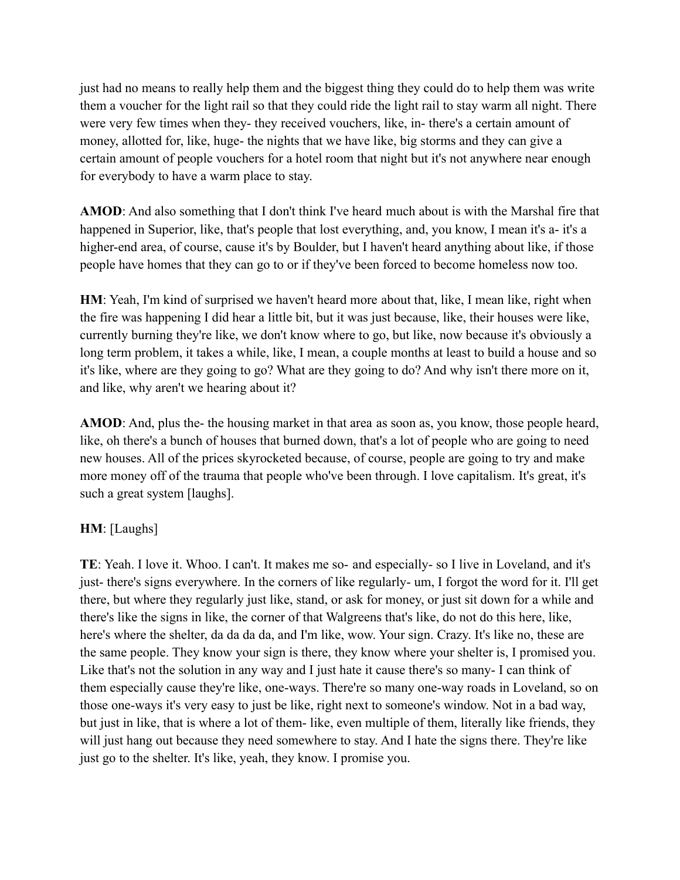just had no means to really help them and the biggest thing they could do to help them was write them a voucher for the light rail so that they could ride the light rail to stay warm all night. There were very few times when they- they received vouchers, like, in- there's a certain amount of money, allotted for, like, huge- the nights that we have like, big storms and they can give a certain amount of people vouchers for a hotel room that night but it's not anywhere near enough for everybody to have a warm place to stay.

**AMOD**: And also something that I don't think I've heard much about is with the Marshal fire that happened in Superior, like, that's people that lost everything, and, you know, I mean it's a- it's a higher-end area, of course, cause it's by Boulder, but I haven't heard anything about like, if those people have homes that they can go to or if they've been forced to become homeless now too.

**HM**: Yeah, I'm kind of surprised we haven't heard more about that, like, I mean like, right when the fire was happening I did hear a little bit, but it was just because, like, their houses were like, currently burning they're like, we don't know where to go, but like, now because it's obviously a long term problem, it takes a while, like, I mean, a couple months at least to build a house and so it's like, where are they going to go? What are they going to do? And why isn't there more on it, and like, why aren't we hearing about it?

**AMOD**: And, plus the- the housing market in that area as soon as, you know, those people heard, like, oh there's a bunch of houses that burned down, that's a lot of people who are going to need new houses. All of the prices skyrocketed because, of course, people are going to try and make more money off of the trauma that people who've been through. I love capitalism. It's great, it's such a great system [laughs].

**HM**: [Laughs]

**TE**: Yeah. I love it. Whoo. I can't. It makes me so- and especially- so I live in Loveland, and it's just- there's signs everywhere. In the corners of like regularly- um, I forgot the word for it. I'll get there, but where they regularly just like, stand, or ask for money, or just sit down for a while and there's like the signs in like, the corner of that Walgreens that's like, do not do this here, like, here's where the shelter, da da da da, and I'm like, wow. Your sign. Crazy. It's like no, these are the same people. They know your sign is there, they know where your shelter is, I promised you. Like that's not the solution in any way and I just hate it cause there's so many- I can think of them especially cause they're like, one-ways. There're so many one-way roads in Loveland, so on those one-ways it's very easy to just be like, right next to someone's window. Not in a bad way, but just in like, that is where a lot of them- like, even multiple of them, literally like friends, they will just hang out because they need somewhere to stay. And I hate the signs there. They're like just go to the shelter. It's like, yeah, they know. I promise you.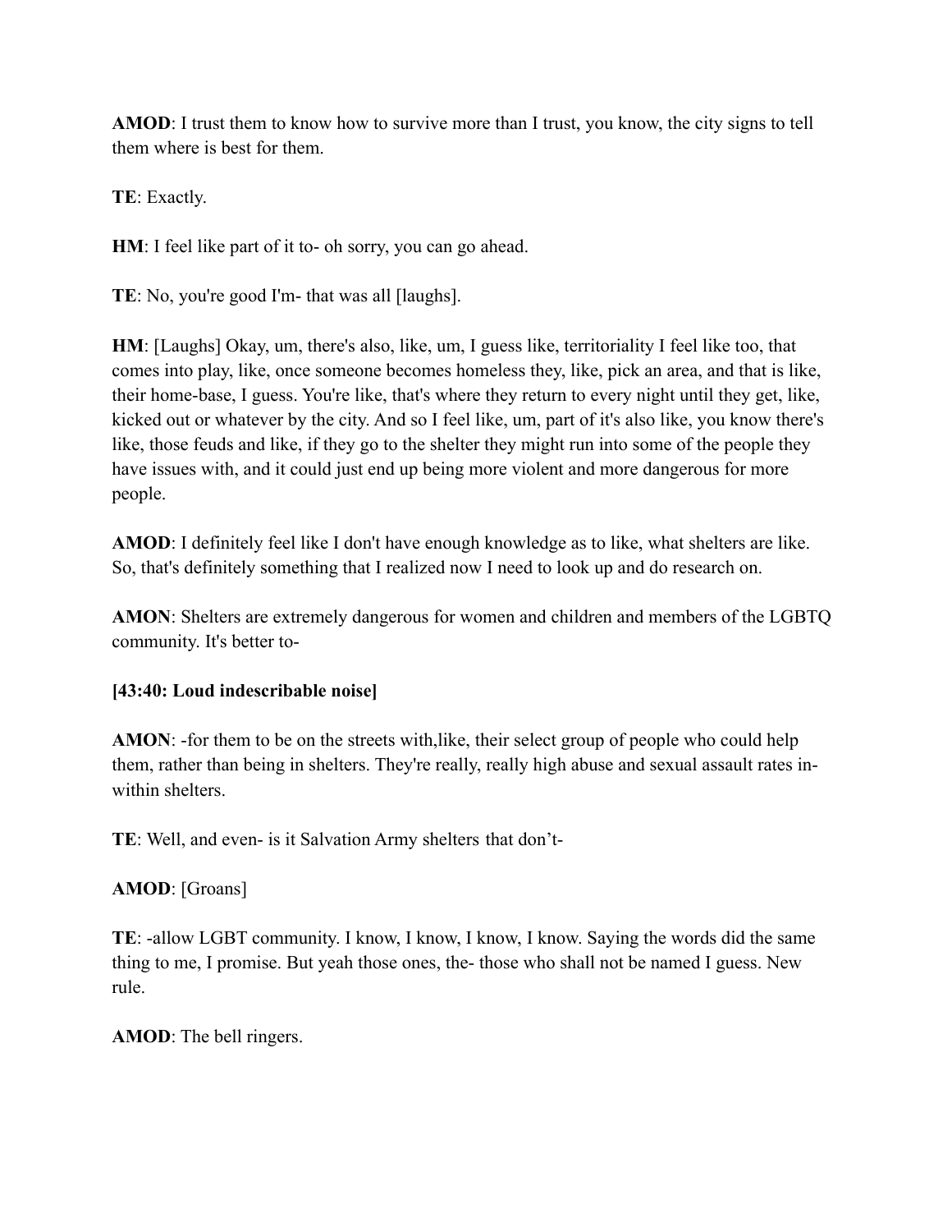**AMOD**: I trust them to know how to survive more than I trust, you know, the city signs to tell them where is best for them.

**TE**: Exactly.

**HM**: I feel like part of it to- oh sorry, you can go ahead.

**TE**: No, you're good I'm- that was all [laughs].

**HM**: [Laughs] Okay, um, there's also, like, um, I guess like, territoriality I feel like too, that comes into play, like, once someone becomes homeless they, like, pick an area, and that is like, their home-base, I guess. You're like, that's where they return to every night until they get, like, kicked out or whatever by the city. And so I feel like, um, part of it's also like, you know there's like, those feuds and like, if they go to the shelter they might run into some of the people they have issues with, and it could just end up being more violent and more dangerous for more people.

**AMOD**: I definitely feel like I don't have enough knowledge as to like, what shelters are like. So, that's definitely something that I realized now I need to look up and do research on.

**AMON**: Shelters are extremely dangerous for women and children and members of the LGBTQ community. It's better to-

**[43:40: Loud indescribable noise]**

**AMON**: -for them to be on the streets with,like, their select group of people who could help them, rather than being in shelters. They're really, really high abuse and sexual assault rates in- within shelters.

**TE**: Well, and even- is it Salvation Army shelters that don't-

**AMOD**: [Groans]

**TE**: -allow LGBT community. I know, I know, I know, I know. Saying the words did the same thing to me, I promise. But yeah those ones, the- those who shall not be named I guess. New rule.

**AMOD**: The bell ringers.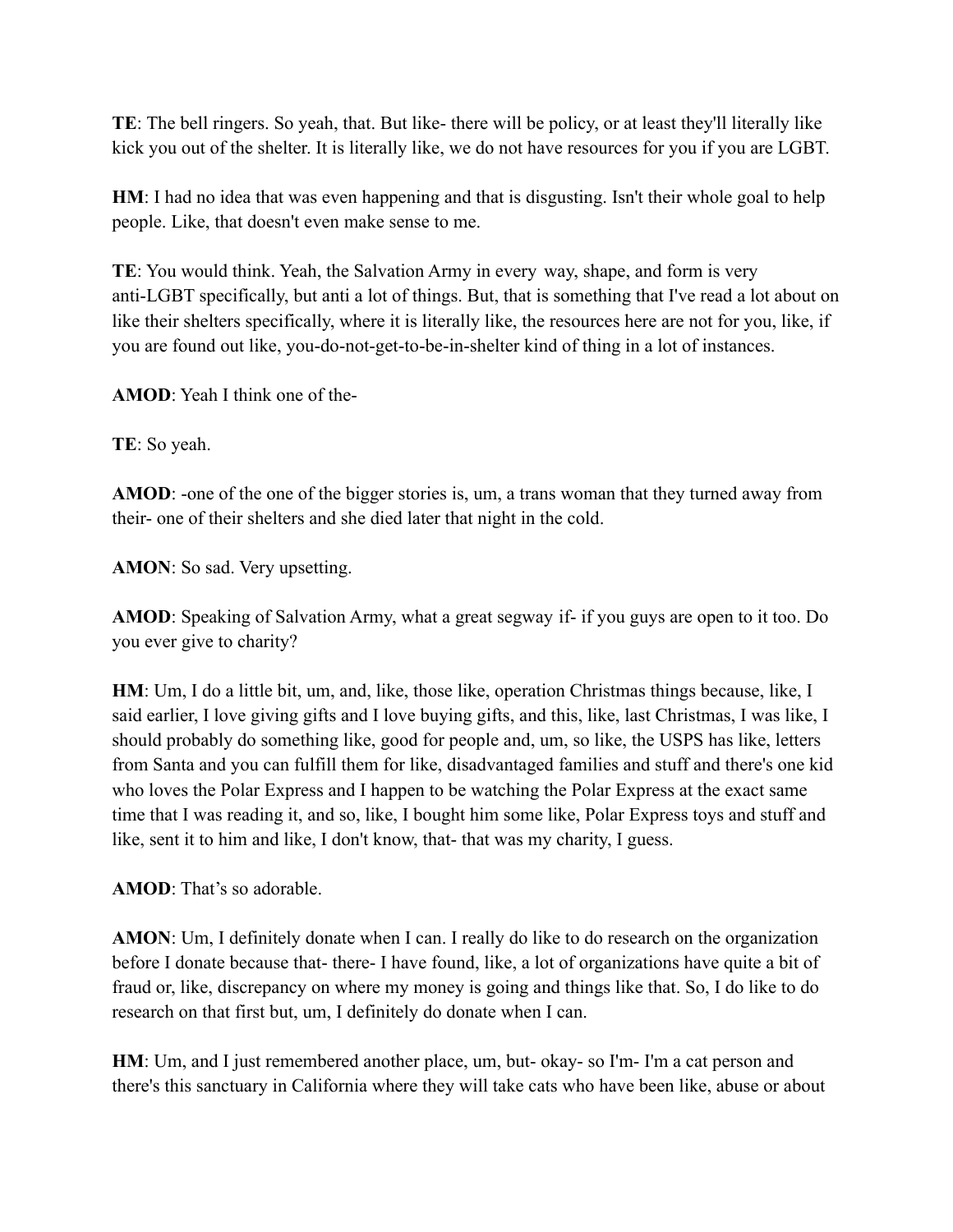**TE**: The bell ringers. So yeah, that. But like- there will be policy, or at least they'll literally like kick you out of the shelter. It is literally like, we do not have resources for you if you are LGBT.

**HM**: I had no idea that was even happening and that is disgusting. Isn't their whole goal to help people. Like, that doesn't even make sense to me.

**TE**: You would think. Yeah, the Salvation Army in every way, shape, and form is very anti-LGBT specifically, but anti a lot of things. But, that is something that I've read a lot about on like their shelters specifically, where it is literally like, the resources here are not for you, like, if you are found out like, you-do-not-get-to-be-in-shelter kind of thing in a lot of instances.

**AMOD**: Yeah I think one of the-

**TE**: So yeah.

**AMOD**: -one of the one of the bigger stories is, um, a trans woman that they turned away from their- one of their shelters and she died later that night in the cold.

**AMON**: So sad. Very upsetting.

**AMOD**: Speaking of Salvation Army, what a great segway if- if you guys are open to it too. Do you ever give to charity?

**HM**: Um, I do a little bit, um, and, like, those like, operation Christmas things because, like, I said earlier, I love giving gifts and I love buying gifts, and this, like, last Christmas, I was like, I should probably do something like, good for people and, um, so like, the USPS has like, letters from Santa and you can fulfill them for like, disadvantaged families and stuff and there's one kid who loves the Polar Express and I happen to be watching the Polar Express at the exact same time that I was reading it, and so, like, I bought him some like, Polar Express toys and stuff and like, sent it to him and like, I don't know, that- that was my charity, I guess.

**AMOD**: That's so adorable.

**AMON**: Um, I definitely donate when I can. I really do like to do research on the organization before I donate because that- there- I have found, like, a lot of organizations have quite a bit of fraud or, like, discrepancy on where my money is going and things like that. So, I do like to do research on that first but, um, I definitely do donate when I can.

**HM**: Um, and I just remembered another place, um, but- okay- so I'm- I'm a cat person and there's this sanctuary in California where they will take cats who have been like, abuse or about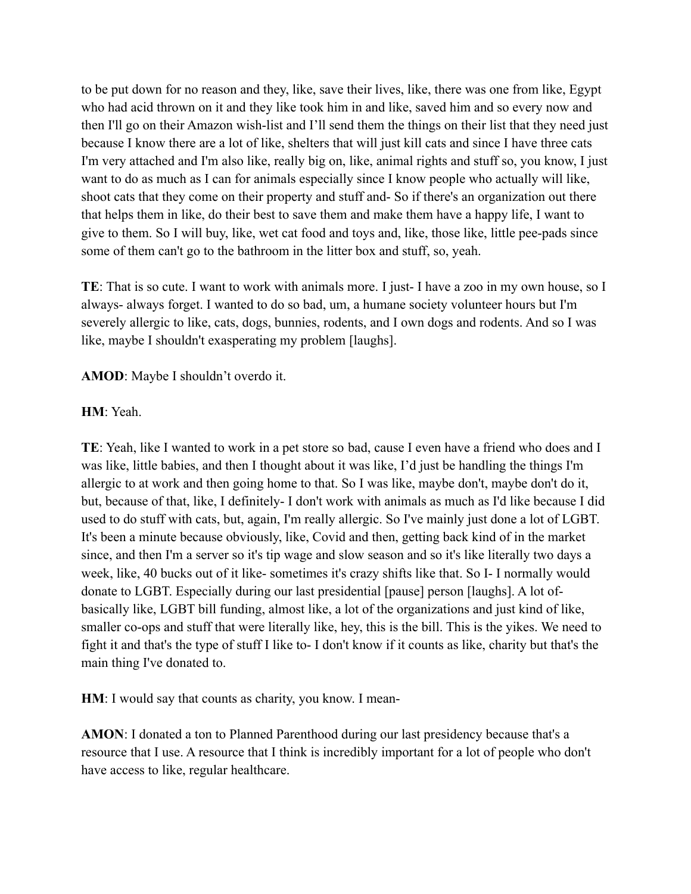to be put down for no reason and they, like, save their lives, like, there was one from like, Egypt who had acid thrown on it and they like took him in and like, saved him and so every now and then I'll go on their Amazon wish-list and I'll send them the things on their list that they need just because I know there are a lot of like, shelters that will just kill cats and since I have three cats I'm very attached and I'm also like, really big on, like, animal rights and stuff so, you know, I just want to do as much as I can for animals especially since I know people who actually will like, shoot cats that they come on their property and stuff and- So if there's an organization out there that helps them in like, do their best to save them and make them have a happy life, I want to give to them. So I will buy, like, wet cat food and toys and, like, those like, little pee-pads since some of them can't go to the bathroom in the litter box and stuff, so, yeah.

**TE**: That is so cute. I want to work with animals more. I just- I have a zoo in my own house, so I always- always forget. I wanted to do so bad, um, a humane society volunteer hours but I'm severely allergic to like, cats, dogs, bunnies, rodents, and I own dogs and rodents. And so I was like, maybe I shouldn't exasperating my problem [laughs].

**AMOD**: Maybe I shouldn't overdo it.

**HM**: Yeah.

**TE**: Yeah, like I wanted to work in a pet store so bad, cause I even have a friend who does and I was like, little babies, and then I thought about it was like, I'd just be handling the things I'm allergic to at work and then going home to that. So I was like, maybe don't, maybe don't do it, but, because of that, like, I definitely- I don't work with animals as much as I'd like because I did used to do stuff with cats, but, again, I'm really allergic. So I've mainly just done a lot of LGBT. It's been a minute because obviously, like, Covid and then, getting back kind of in the market since, and then I'm a server so it's tip wage and slow season and so it's like literally two days a week, like, 40 bucks out of it like- sometimes it's crazy shifts like that. So I- I normally would donate to LGBT. Especially during our last presidential [pause] person [laughs]. A lot of- basically like, LGBT bill funding, almost like, a lot of the organizations and just kind of like, smaller co-ops and stuff that were literally like, hey, this is the bill. This is the yikes. We need to fight it and that's the type of stuff I like to- I don't know if it counts as like, charity but that's the main thing I've donated to.

**HM**: I would say that counts as charity, you know. I mean-

**AMON**: I donated a ton to Planned Parenthood during our last presidency because that's a resource that I use. A resource that I think is incredibly important for a lot of people who don't have access to like, regular healthcare.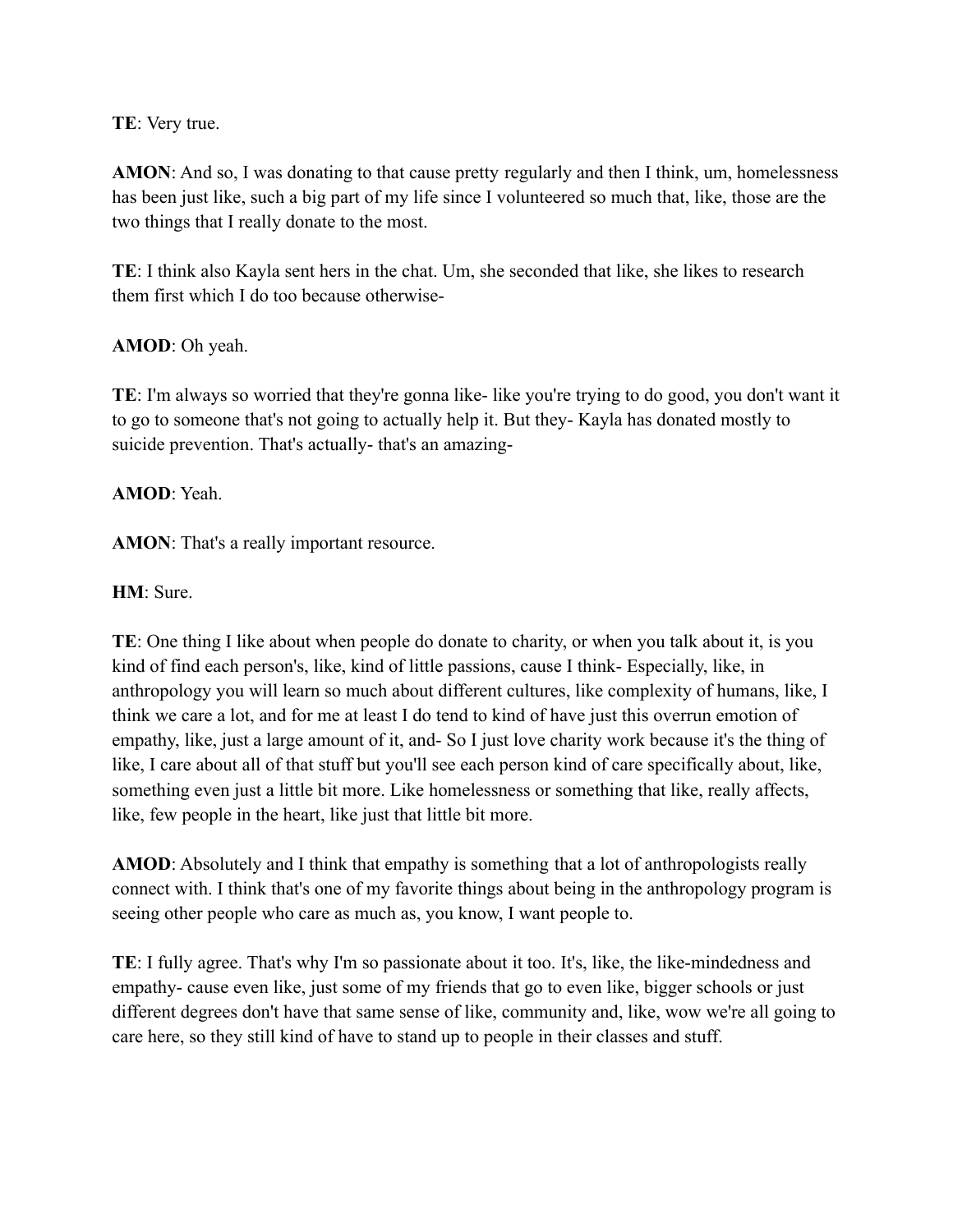**TE**: Very true.

**AMON**: And so, I was donating to that cause pretty regularly and then I think, um, homelessness has been just like, such a big part of my life since I volunteered so much that, like, those are the two things that I really donate to the most.

**TE**: I think also Kayla sent hers in the chat. Um, she seconded that like, she likes to research them first which I do too because otherwise-

**AMOD**: Oh yeah.

**TE**: I'm always so worried that they're gonna like- like you're trying to do good, you don't want it to go to someone that's not going to actually help it. But they- Kayla has donated mostly to suicide prevention. That's actually- that's an amazing-

**AMOD**: Yeah.

**AMON**: That's a really important resource.

**HM**: Sure.

**TE**: One thing I like about when people do donate to charity, or when you talk about it, is you kind of find each person's, like, kind of little passions, cause I think- Especially, like, in anthropology you will learn so much about different cultures, like complexity of humans, like, I think we care a lot, and for me at least I do tend to kind of have just this overrun emotion of empathy, like, just a large amount of it, and- So I just love charity work because it's the thing of like, I care about all of that stuff but you'll see each person kind of care specifically about, like, something even just a little bit more. Like homelessness or something that like, really affects, like, few people in the heart, like just that little bit more.

**AMOD**: Absolutely and I think that empathy is something that a lot of anthropologists really connect with. I think that's one of my favorite things about being in the anthropology program is seeing other people who care as much as, you know, I want people to.

**TE**: I fully agree. That's why I'm so passionate about it too. It's, like, the like-mindedness and empathy- cause even like, just some of my friends that go to even like, bigger schools or just different degrees don't have that same sense of like, community and, like, wow we're all going to care here, so they still kind of have to stand up to people in their classes and stuff.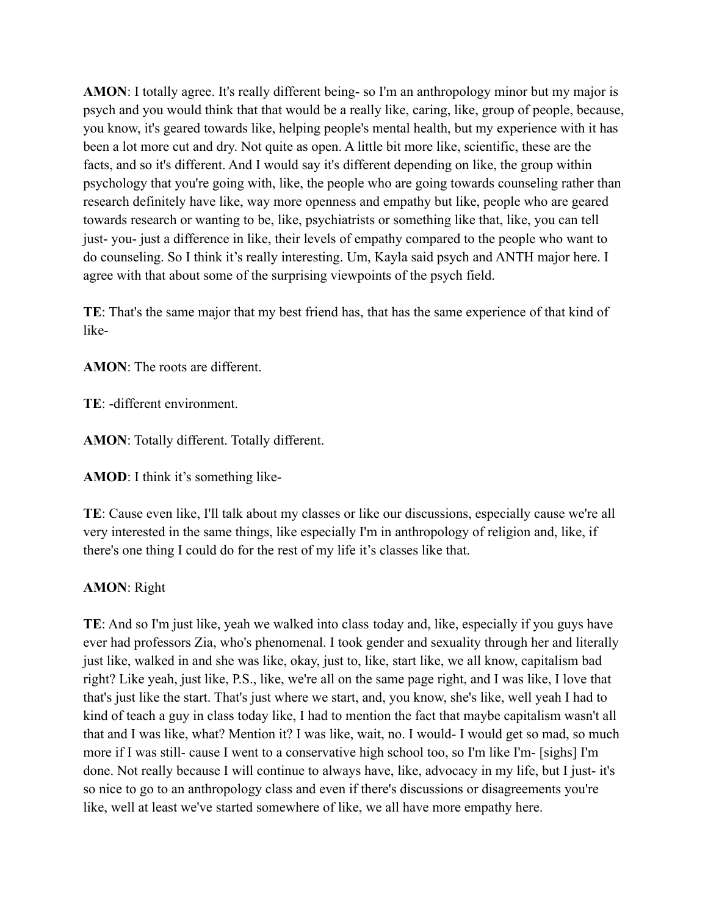**AMON**: I totally agree. It's really different being- so I'm an anthropology minor but my major is psych and you would think that that would be a really like, caring, like, group of people, because, you know, it's geared towards like, helping people's mental health, but my experience with it has been a lot more cut and dry. Not quite as open. A little bit more like, scientific, these are the facts, and so it's different. And I would say it's different depending on like, the group within psychology that you're going with, like, the people who are going towards counseling rather than research definitely have like, way more openness and empathy but like, people who are geared towards research or wanting to be, like, psychiatrists or something like that, like, you can tell just- you- just a difference in like, their levels of empathy compared to the people who want to do counseling. So I think it's really interesting. Um, Kayla said psych and ANTH major here. I agree with that about some of the surprising viewpoints of the psych field.

**TE**: That's the same major that my best friend has, that has the same experience of that kind of like-

**AMON**: The roots are different.

**TE**: -different environment.

**AMON**: Totally different. Totally different.

**AMOD**: I think it's something like-

**TE**: Cause even like, I'll talk about my classes or like our discussions, especially cause we're all very interested in the same things, like especially I'm in anthropology of religion and, like, if there's one thing I could do for the rest of my life it's classes like that.

**AMON**: Right

**TE**: And so I'm just like, yeah we walked into class today and, like, especially if you guys have ever had professors Zia, who's phenomenal. I took gender and sexuality through her and literally just like, walked in and she was like, okay, just to, like, start like, we all know, capitalism bad right? Like yeah, just like, P.S., like, we're all on the same page right, and I was like, I love that that's just like the start. That's just where we start, and, you know, she's like, well yeah I had to kind of teach a guy in class today like, I had to mention the fact that maybe capitalism wasn't all that and I was like, what? Mention it? I was like, wait, no. I would- I would get so mad, so much more if I was still- cause I went to a conservative high school too, so I'm like I'm- [sighs] I'm done. Not really because I will continue to always have, like, advocacy in my life, but I just- it's so nice to go to an anthropology class and even if there's discussions or disagreements you're like, well at least we've started somewhere of like, we all have more empathy here.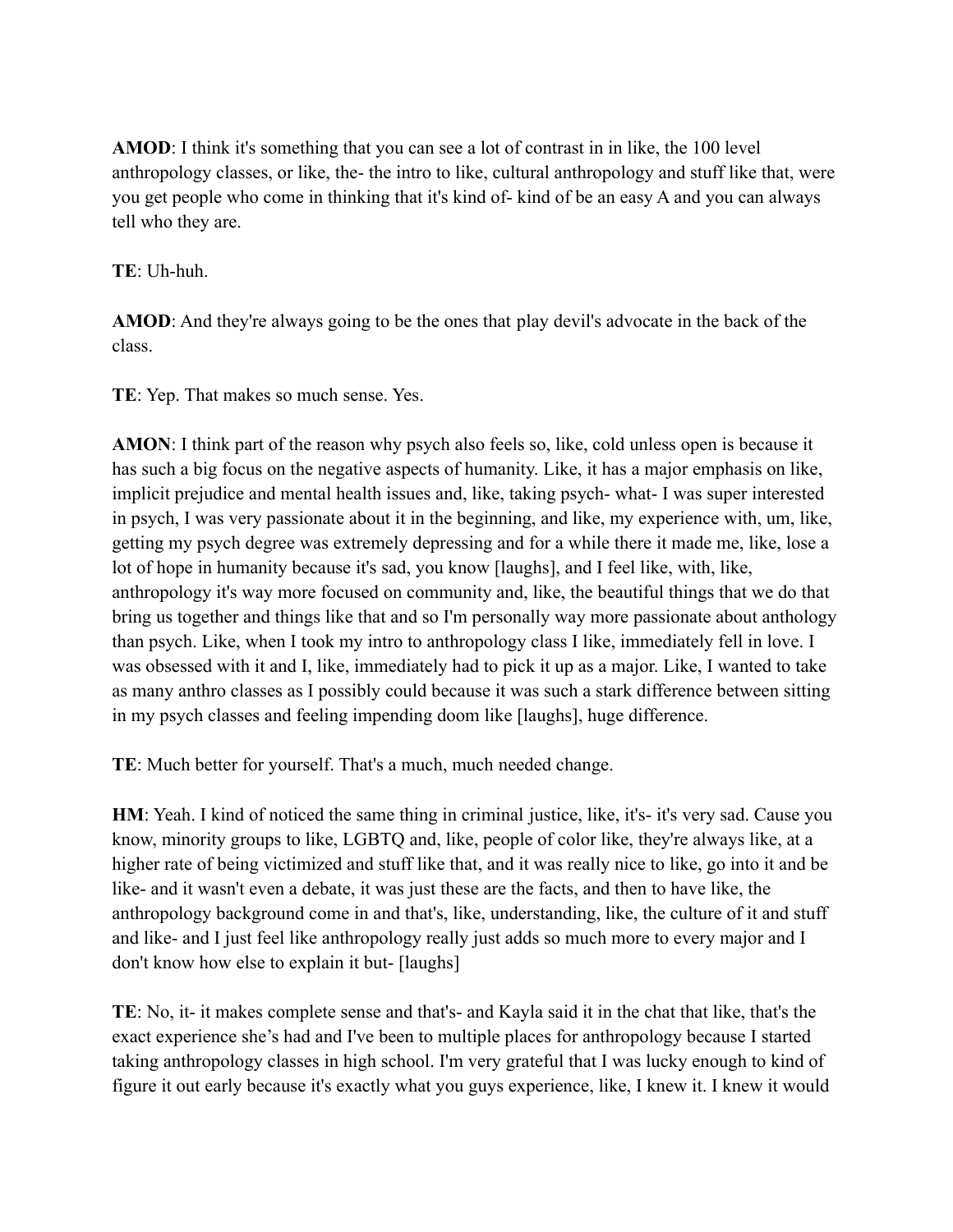**AMOD**: I think it's something that you can see a lot of contrast in in like, the 100 level anthropology classes, or like, the- the intro to like, cultural anthropology and stuff like that, were you get people who come in thinking that it's kind of- kind of be an easy A and you can always tell who they are.

**TE**: Uh-huh.

**AMOD**: And they're always going to be the ones that play devil's advocate in the back of the class.

**TE**: Yep. That makes so much sense. Yes.

**AMON**: I think part of the reason why psych also feels so, like, cold unless open is because it has such a big focus on the negative aspects of humanity. Like, it has a major emphasis on like, implicit prejudice and mental health issues and, like, taking psych- what- I was super interested in psych, I was very passionate about it in the beginning, and like, my experience with, um, like, getting my psych degree was extremely depressing and for a while there it made me, like, lose a lot of hope in humanity because it's sad, you know [laughs], and I feel like, with, like, anthropology it's way more focused on community and, like, the beautiful things that we do that bring us together and things like that and so I'm personally way more passionate about anthology than psych. Like, when I took my intro to anthropology class I like, immediately fell in love. I was obsessed with it and I, like, immediately had to pick it up as a major. Like, I wanted to take as many anthro classes as I possibly could because it was such a stark difference between sitting in my psych classes and feeling impending doom like [laughs], huge difference.

**TE**: Much better for yourself. That's a much, much needed change.

**HM**: Yeah. I kind of noticed the same thing in criminal justice, like, it's- it's very sad. Cause you know, minority groups to like, LGBTQ and, like, people of color like, they're always like, at a higher rate of being victimized and stuff like that, and it was really nice to like, go into it and be like- and it wasn't even a debate, it was just these are the facts, and then to have like, the anthropology background come in and that's, like, understanding, like, the culture of it and stuff and like- and I just feel like anthropology really just adds so much more to every major and I don't know how else to explain it but- [laughs]

**TE**: No, it- it makes complete sense and that's- and Kayla said it in the chat that like, that's the exact experience she's had and I've been to multiple places for anthropology because I started taking anthropology classes in high school. I'm very grateful that I was lucky enough to kind of figure it out early because it's exactly what you guys experience, like, I knew it. I knew it would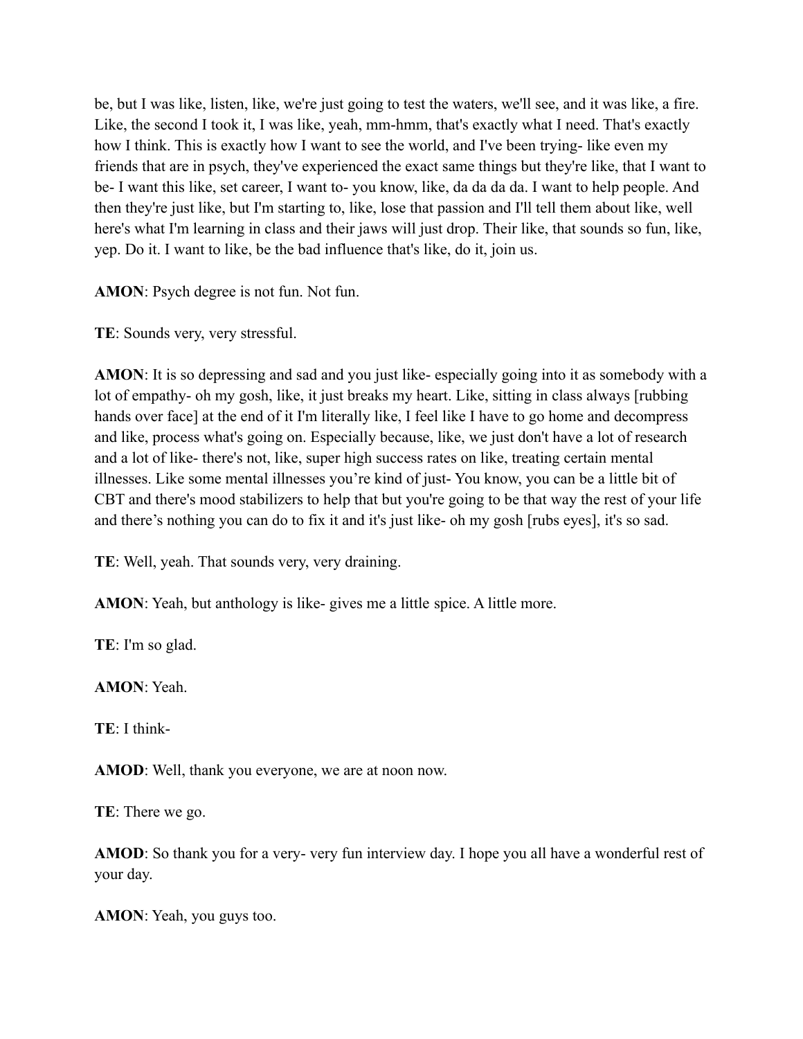be, but I was like, listen, like, we're just going to test the waters, we'll see, and it was like, a fire. Like, the second I took it, I was like, yeah, mm-hmm, that's exactly what I need. That's exactly how I think. This is exactly how I want to see the world, and I've been trying- like even my friends that are in psych, they've experienced the exact same things but they're like, that I want to be- I want this like, set career, I want to- you know, like, da da da da. I want to help people. And then they're just like, but I'm starting to, like, lose that passion and I'll tell them about like, well here's what I'm learning in class and their jaws will just drop. Their like, that sounds so fun, like, yep. Do it. I want to like, be the bad influence that's like, do it, join us.

**AMON**: Psych degree is not fun. Not fun.

**TE**: Sounds very, very stressful.

**AMON**: It is so depressing and sad and you just like- especially going into it as somebody with a lot of empathy- oh my gosh, like, it just breaks my heart. Like, sitting in class always [rubbing hands over face] at the end of it I'm literally like, I feel like I have to go home and decompress and like, process what's going on. Especially because, like, we just don't have a lot of research and a lot of like- there's not, like, super high success rates on like, treating certain mental illnesses. Like some mental illnesses you're kind of just- You know, you can be a little bit of CBT and there's mood stabilizers to help that but you're going to be that way the rest of your life and there's nothing you can do to fix it and it's just like- oh my gosh [rubs eyes], it's so sad.

**TE**: Well, yeah. That sounds very, very draining.

**AMON**: Yeah, but anthology is like- gives me a little spice. A little more.

**TE**: I'm so glad.

**AMON**: Yeah.

**TE**: I think-

**AMOD**: Well, thank you everyone, we are at noon now.

**TE**: There we go.

**AMOD**: So thank you for a very- very fun interview day. I hope you all have a wonderful rest of your day.

**AMON**: Yeah, you guys too.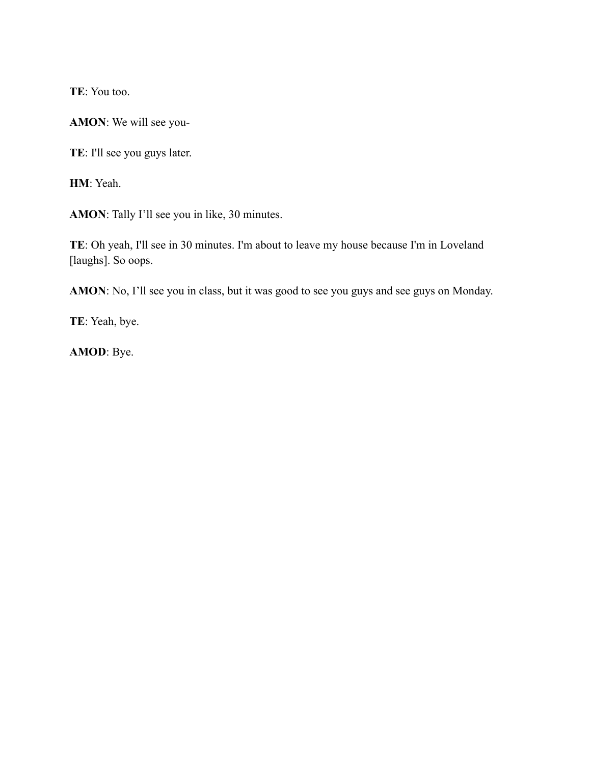**TE**: You too.

**AMON**: We will see you-

**TE**: I'll see you guys later.

**HM**: Yeah.

**AMON**: Tally I'll see you in like, 30 minutes.

**TE**: Oh yeah, I'll see in 30 minutes. I'm about to leave my house because I'm in Loveland [laughs]. So oops.

**AMON**: No, I'll see you in class, but it was good to see you guys and see guys on Monday.

**TE**: Yeah, bye.

**AMOD**: Bye.